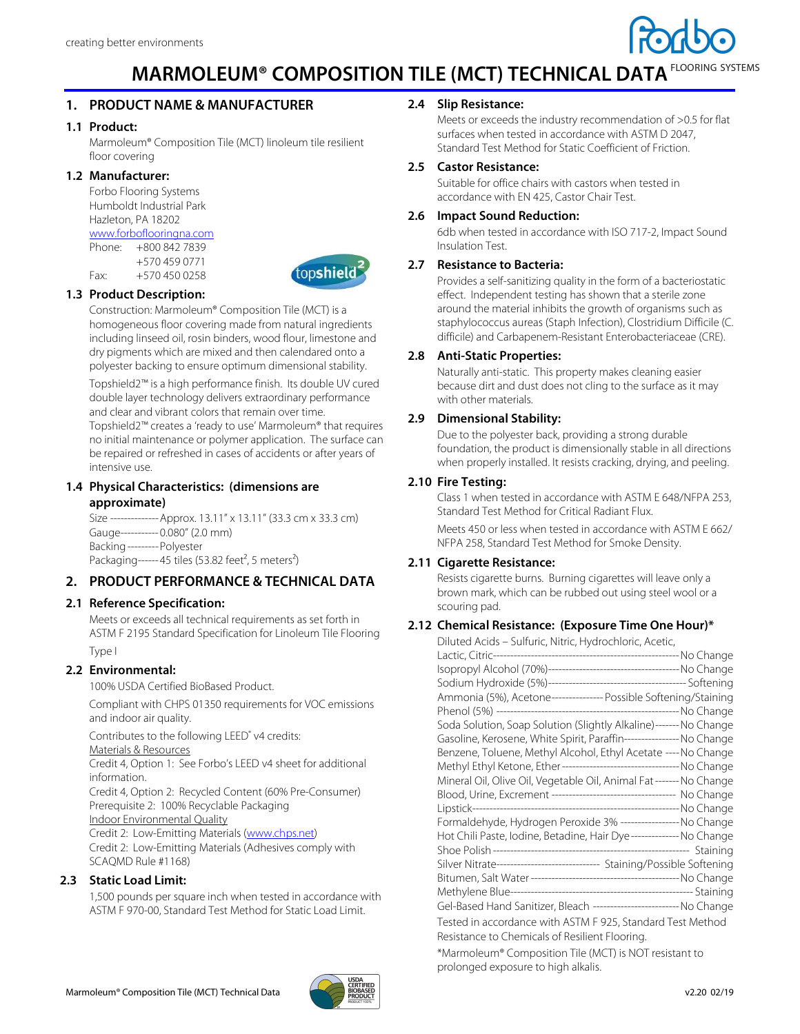creating better environments

# MARMOLEUM® COMPOSITION TILE (MCT) TECHNICAL DATA

## 1. PRODUCT NAME & MANUFACTURER

### 1.1 Product:

Marmoleum® Composition Tile (MCT) linoleum tile resilient floor covering

### 1.2 Manufacturer:

Forbo Flooring Systems
Humboldt Industrial Park
Hazleton, PA 18202
www.forboflooringna.com
Phone: +800 842 7839
+570 459 0771
Fax: +570 450 0258

### 1.3 Product Description:

Construction: Marmoleum® Composition Tile (MCT) is a homogeneous floor covering made from natural ingredients including linseed oil, rosin binders, wood flour, limestone and dry pigments which are mixed and then calendared onto a polyester backing to ensure optimum dimensional stability.

Topshield2™ is a high performance finish. Its double UV cured double layer technology delivers extraordinary performance and clear and vibrant colors that remain over time. Topshield2™ creates a 'ready to use' Marmoleum® that requires no initial maintenance or polymer application. The surface can be repaired or refreshed in cases of accidents or after years of intensive use.

### 1.4 Physical Characteristics: (dimensions are approximate)

Size -------------- Approx. 13.11" x 13.11" (33.3 cm x 33.3 cm)
Gauge----------- 0.080" (2.0 mm)
Backing --------- Polyester
Packaging------ 45 tiles (53.82 feet², 5 meters²)

## 2. PRODUCT PERFORMANCE & TECHNICAL DATA

### 2.1 Reference Specification:

Meets or exceeds all technical requirements as set forth in ASTM F 2195 Standard Specification for Linoleum Tile Flooring Type I

### 2.2 Environmental:

100% USDA Certified BioBased Product.

Compliant with CHPS 01350 requirements for VOC emissions and indoor air quality.

Contributes to the following LEED® v4 credits:
Materials & Resources
Credit 4, Option 1: See Forbo's LEED v4 sheet for additional information.
Credit 4, Option 2: Recycled Content (60% Pre-Consumer)
Prerequisite 2: 100% Recyclable Packaging
Indoor Environmental Quality
Credit 2: Low-Emitting Materials (www.chps.net)
Credit 2: Low-Emitting Materials (Adhesives comply with SCAQMD Rule #1168)

### 2.3 Static Load Limit:

1,500 pounds per square inch when tested in accordance with ASTM F 970-00, Standard Test Method for Static Load Limit.

### 2.4 Slip Resistance:

Meets or exceeds the industry recommendation of >0.5 for flat surfaces when tested in accordance with ASTM D 2047, Standard Test Method for Static Coefficient of Friction.

### 2.5 Castor Resistance:

Suitable for office chairs with castors when tested in accordance with EN 425, Castor Chair Test.

### 2.6 Impact Sound Reduction:

6db when tested in accordance with ISO 717-2, Impact Sound Insulation Test.

### 2.7 Resistance to Bacteria:

Provides a self-sanitizing quality in the form of a bacteriostatic effect. Independent testing has shown that a sterile zone around the material inhibits the growth of organisms such as staphylococcus aureas (Staph Infection), Clostridium Difficile (C. difficile) and Carbapenem-Resistant Enterobacteriaceae (CRE).

### 2.8 Anti-Static Properties:

Naturally anti-static. This property makes cleaning easier because dirt and dust does not cling to the surface as it may with other materials.

### 2.9 Dimensional Stability:

Due to the polyester back, providing a strong durable foundation, the product is dimensionally stable in all directions when properly installed. It resists cracking, drying, and peeling.

### 2.10 Fire Testing:

Class 1 when tested in accordance with ASTM E 648/NFPA 253, Standard Test Method for Critical Radiant Flux.

Meets 450 or less when tested in accordance with ASTM E 662/ NFPA 258, Standard Test Method for Smoke Density.

### 2.11 Cigarette Resistance:

Resists cigarette burns. Burning cigarettes will leave only a brown mark, which can be rubbed out using steel wool or a scouring pad.

### 2.12 Chemical Resistance: (Exposure Time One Hour)*

Diluted Acids – Sulfuric, Nitric, Hydrochloric, Acetic, Lactic, Citric------------------------------------------------------ No Change
Isopropyl Alcohol (70%)-------------------------------------- No Change
Sodium Hydroxide (5%)---------------------------------------- Softening
Ammonia (5%), Acetone--------------- Possible Softening/Staining
Phenol (5%) -------------------------------------------------- No Change
Soda Solution, Soap Solution (Slightly Alkaline)------- No Change
Gasoline, Kerosene, White Spirit, Paraffin---------------- No Change
Benzene, Toluene, Methyl Alcohol, Ethyl Acetate ---- No Change
Methyl Ethyl Ketone, Ether---------------------------------- No Change
Mineral Oil, Olive Oil, Vegetable Oil, Animal Fat------- No Change
Blood, Urine, Excrement ----------------------------------- No Change
Lipstick------------------------------------------------------------ No Change
Formaldehyde, Hydrogen Peroxide 3% ----------------- No Change
Hot Chili Paste, Iodine, Betadine, Hair Dye-------------- No Change
Shoe Polish ---------------------------------------------------------- Staining
Silver Nitrate------------------------------ Staining/Possible Softening
Bitumen, Salt Water ------------------------------------------- No Change
Methylene Blue--------------------------------------------------------- Staining
Gel-Based Hand Sanitizer, Bleach ------------------------- No Change

Tested in accordance with ASTM F 925, Standard Test Method Resistance to Chemicals of Resilient Flooring.

*Marmoleum® Composition Tile (MCT) is NOT resistant to prolonged exposure to high alkalis.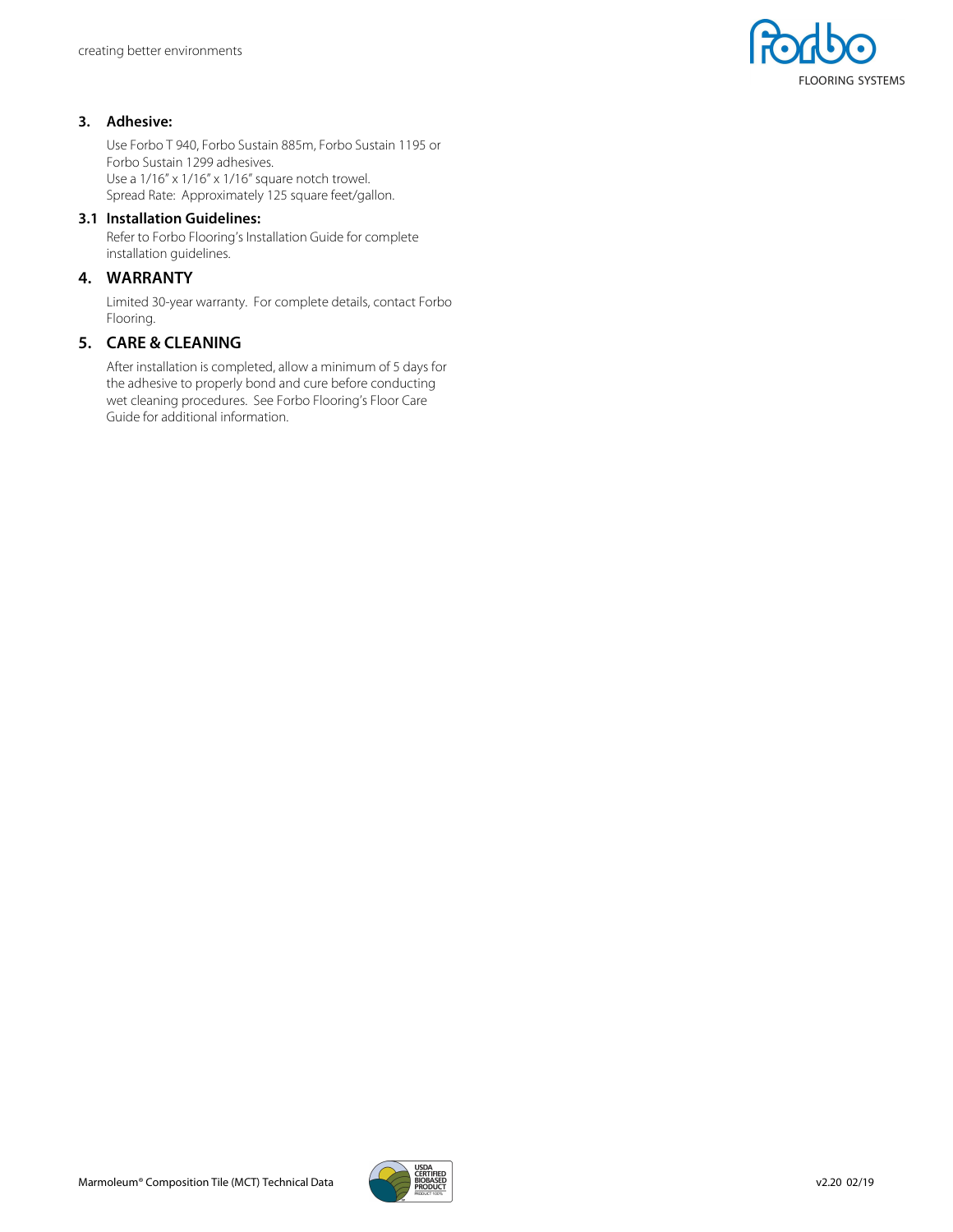### 3. Adhesive:

Use Forbo T 940, Forbo Sustain 885m, Forbo Sustain 1195 or Forbo Sustain 1299 adhesives.
Use a 1/16" x 1/16" x 1/16" square notch trowel.
Spread Rate: Approximately 125 square feet/gallon.

### 3.1 Installation Guidelines:

Refer to Forbo Flooring's Installation Guide for complete installation guidelines.

## 4. WARRANTY

Limited 30-year warranty. For complete details, contact Forbo Flooring.

## 5. CARE & CLEANING

After installation is completed, allow a minimum of 5 days for the adhesive to properly bond and cure before conducting wet cleaning procedures. See Forbo Flooring's Floor Care Guide for additional information.